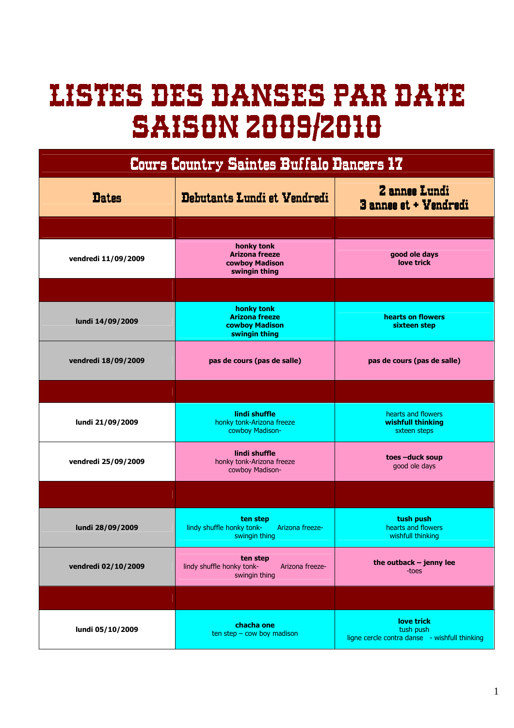# LISTES DES DANSES PAR DATE SAISON 2009/2010

| Cours Country Saintes Buffalo Dancers 17 | | |
|---|---|---|
| **Dates** | **Debutants Lundi et Vendredi** | **2 annee Lundi<br>3 annee et + Vendredi** |
| | | |
| **vendredi 11/09/2009** | **honky tonk<br>Arizona freeze<br>cowboy Madison<br>swingin thing** | **good ole days<br>love trick** |
| | | |
| **lundi 14/09/2009** | **honky tonk<br>Arizona freeze<br>cowboy Madison<br>swingin thing** | **hearts on flowers<br>sixteen step** |
| **vendredi 18/09/2009** | **pas de cours (pas de salle)** | **pas de cours (pas de salle)** |
| | | |
| **lundi 21/09/2009** | **lindi shuffle**<br>honky tonk-Arizona freeze<br>cowboy Madison- | hearts and flowers<br>**wishfull thinking**<br>sxteen steps |
| **vendredi 25/09/2009** | **lindi shuffle**<br>honky tonk-Arizona freeze<br>cowboy Madison- | **toes –duck soup**<br>good ole days |
| | | |
| **lundi 28/09/2009** | **ten step**<br>lindy shuffle honky tonk- Arizona freeze-<br>swingin thing | **tush push**<br>hearts and flowers<br>wishfull thinking |
| **vendredi 02/10/2009** | **ten step**<br>lindy shuffle honky tonk- Arizona freeze-<br>swingin thing | **the outback – jenny lee**<br>-toes |
| | | |
| **lundi 05/10/2009** | **chacha one**<br>ten step – cow boy madison | **love trick**<br>tush push<br>ligne cercle contra danse - wishfull thinking |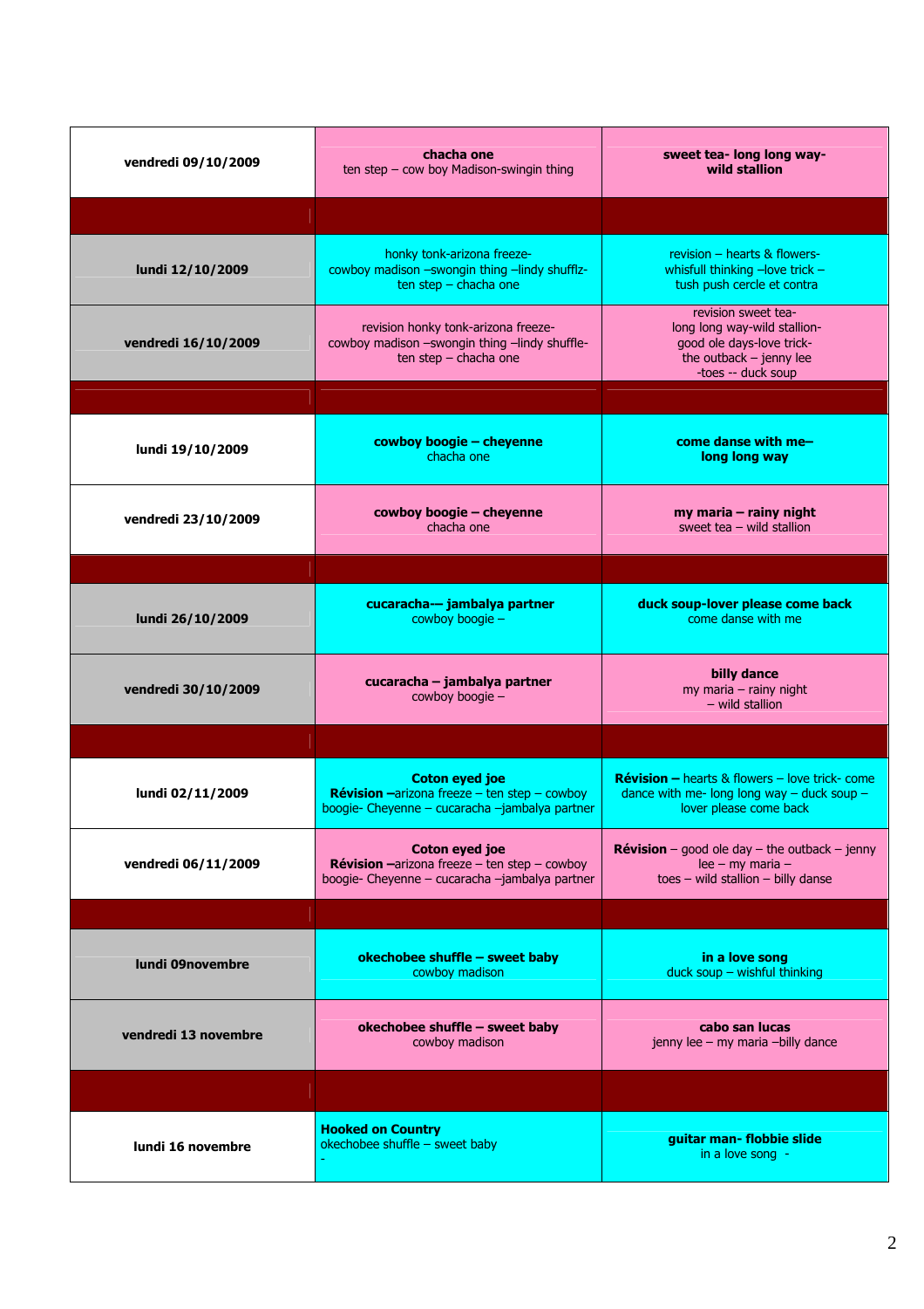| | | |
|---|---|---|
| **vendredi 09/10/2009** | **chacha one**<br>ten step – cow boy Madison-swingin thing | **sweet tea- long long way-**<br>**wild stallion** |
| | | |
| **lundi 12/10/2009** | honky tonk-arizona freeze-<br>cowboy madison –swongin thing –lindy shufflz-<br>ten step – chacha one | revision – hearts & flowers-<br>whisfull thinking –love trick –<br>tush push cercle et contra |
| **vendredi 16/10/2009** | revision honky tonk-arizona freeze-<br>cowboy madison –swongin thing –lindy shuffle-<br>ten step – chacha one | revision sweet tea-<br>long long way-wild stallion-<br>good ole days-love trick-<br>the outback – jenny lee<br>-toes -- duck soup |
| | | |
| **lundi 19/10/2009** | **cowboy boogie – cheyenne**<br>chacha one | **come danse with me–**<br>**long long way** |
| **vendredi 23/10/2009** | **cowboy boogie – cheyenne**<br>chacha one | **my maria – rainy night**<br>sweet tea – wild stallion |
| | | |
| **lundi 26/10/2009** | **cucaracha-– jambalya partner**<br>cowboy boogie – | **duck soup-lover please come back**<br>come danse with me |
| **vendredi 30/10/2009** | **cucaracha – jambalya partner**<br>cowboy boogie – | **billy dance**<br>my maria – rainy night<br>– wild stallion |
| | | |
| **lundi 02/11/2009** | **Coton eyed joe**<br>**Révision –**arizona freeze – ten step – cowboy boogie- Cheyenne – cucaracha –jambalya partner | **Révision –** hearts & flowers – love trick- come dance with me- long long way – duck soup – lover please come back |
| **vendredi 06/11/2009** | **Coton eyed joe**<br>**Révision –**arizona freeze – ten step – cowboy boogie- Cheyenne – cucaracha –jambalya partner | **Révision** – good ole day – the outback – jenny lee – my maria –<br>toes – wild stallion – billy danse |
| | | |
| **lundi 09novembre** | **okechobee shuffle – sweet baby**<br>cowboy madison | **in a love song**<br>duck soup – wishful thinking |
| **vendredi 13 novembre** | **okechobee shuffle – sweet baby**<br>cowboy madison | **cabo san lucas**<br>jenny lee – my maria –billy dance |
| | | |
| **lundi 16 novembre** | **Hooked on Country**<br>okechobee shuffle – sweet baby<br>- | **guitar man- flobbie slide**<br>in a love song - |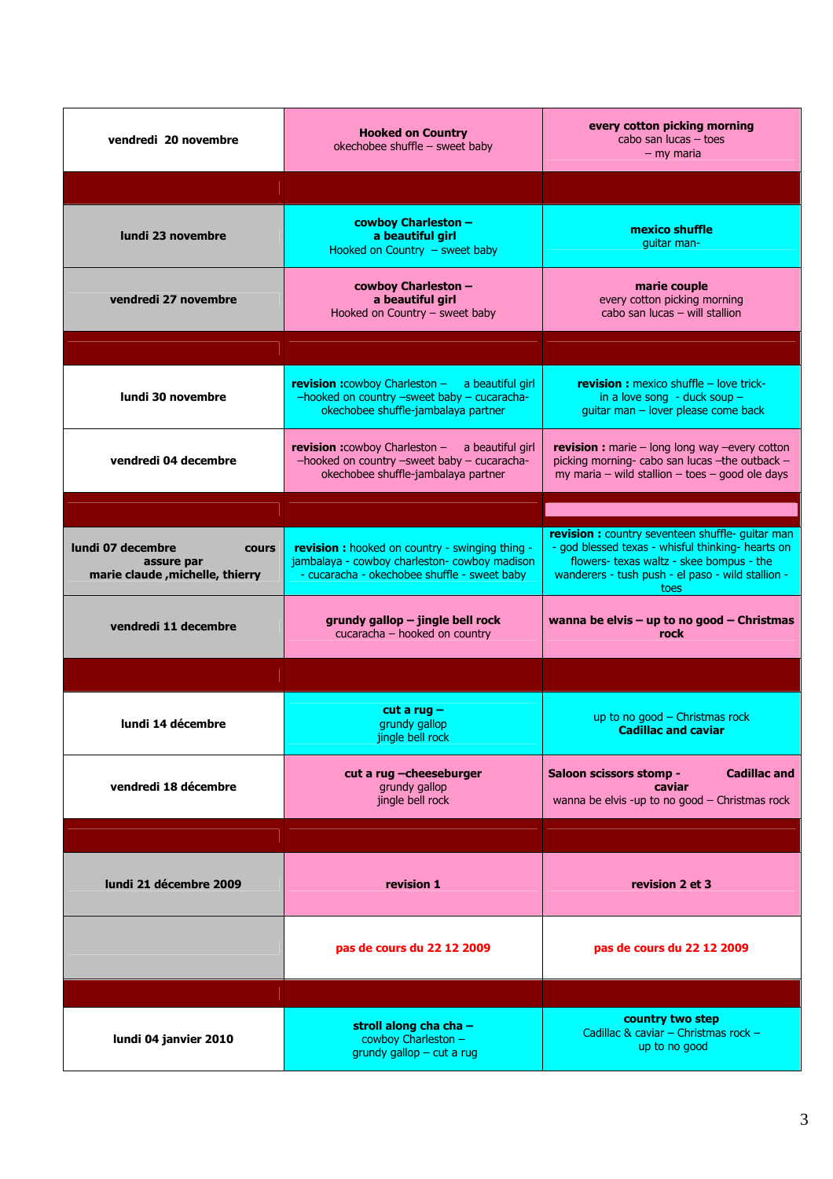| | | |
|---|---|---|
| **vendredi 20 novembre** | **Hooked on Country** okechobee shuffle – sweet baby | **every cotton picking morning** cabo san lucas – toes – my maria |
| | | |
| **lundi 23 novembre** | **cowboy Charleston – a beautiful girl** Hooked on Country – sweet baby | **mexico shuffle** guitar man- |
| **vendredi 27 novembre** | **cowboy Charleston – a beautiful girl** Hooked on Country – sweet baby | **marie couple** every cotton picking morning cabo san lucas – will stallion |
| | | |
| **lundi 30 novembre** | **revision :**cowboy Charleston – a beautiful girl –hooked on country –sweet baby – cucaracha- okechobee shuffle-jambalaya partner | **revision :** mexico shuffle – love trick- in a love song - duck soup – guitar man – lover please come back |
| **vendredi 04 decembre** | **revision :**cowboy Charleston – a beautiful girl –hooked on country –sweet baby – cucaracha- okechobee shuffle-jambalaya partner | **revision :** marie – long long way –every cotton picking morning- cabo san lucas –the outback – my maria – wild stallion – toes – good ole days |
| | | |
| **lundi 07 decembre cours assure par marie claude ,michelle, thierry** | **revision :** hooked on country - swinging thing - jambalaya - cowboy charleston- cowboy madison - cucaracha - okechobee shuffle - sweet baby | **revision :** country seventeen shuffle- guitar man - god blessed texas - whisful thinking- hearts on flowers- texas waltz - skee bompus - the wanderers - tush push - el paso - wild stallion - toes |
| **vendredi 11 decembre** | **grundy gallop – jingle bell rock** cucaracha – hooked on country | **wanna be elvis – up to no good – Christmas rock** |
| | | |
| **lundi 14 décembre** | **cut a rug –** grundy gallop jingle bell rock | up to no good – Christmas rock **Cadillac and caviar** |
| **vendredi 18 décembre** | **cut a rug –cheeseburger** grundy gallop jingle bell rock | **Saloon scissors stomp - Cadillac and caviar** wanna be elvis -up to no good – Christmas rock |
| | | |
| **lundi 21 décembre 2009** | **revision 1** | **revision 2 et 3** |
| | **pas de cours du 22 12 2009** | **pas de cours du 22 12 2009** |
| | | |
| **lundi 04 janvier 2010** | **stroll along cha cha –** cowboy Charleston – grundy gallop – cut a rug | **country two step** Cadillac & caviar – Christmas rock – up to no good |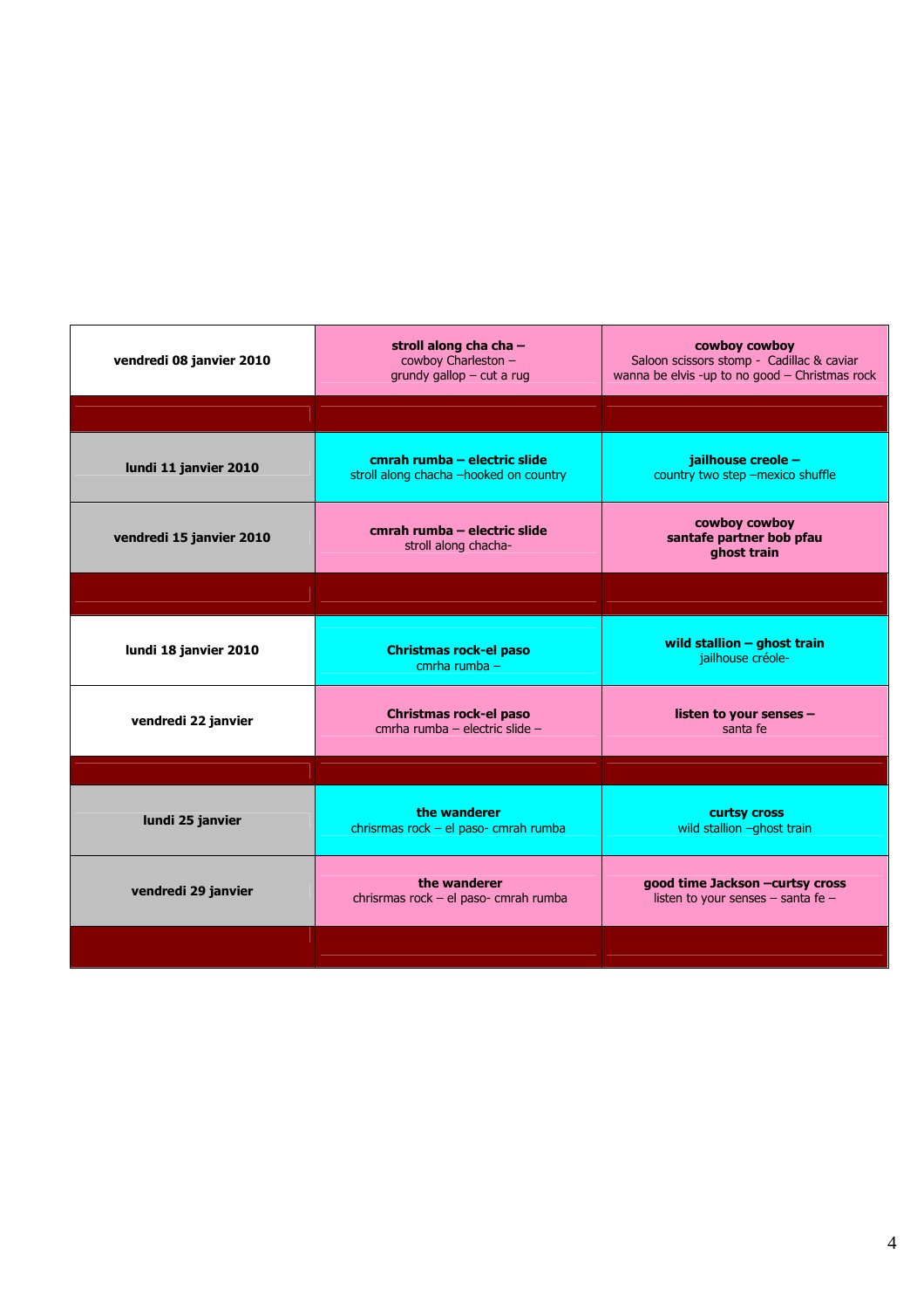| | | |
|---|---|---|
| **vendredi 08 janvier 2010** | **stroll along cha cha –** cowboy Charleston – grundy gallop – cut a rug | **cowboy cowboy** Saloon scissors stomp - Cadillac & caviar wanna be elvis -up to no good – Christmas rock |
| | | |
| **lundi 11 janvier 2010** | **cmrah rumba – electric slide** stroll along chacha –hooked on country | **jailhouse creole –** country two step –mexico shuffle |
| **vendredi 15 janvier 2010** | **cmrah rumba – electric slide** stroll along chacha- | **cowboy cowboy santafe partner bob pfau ghost train** |
| | | |
| **lundi 18 janvier 2010** | **Christmas rock-el paso** cmrha rumba – | **wild stallion – ghost train** jailhouse créole- |
| **vendredi 22 janvier** | **Christmas rock-el paso** cmrha rumba – electric slide – | **listen to your senses –** santa fe |
| | | |
| **lundi 25 janvier** | **the wanderer** chrisrmas rock – el paso- cmrah rumba | **curtsy cross** wild stallion –ghost train |
| **vendredi 29 janvier** | **the wanderer** chrisrmas rock – el paso- cmrah rumba | **good time Jackson –curtsy cross** listen to your senses – santa fe – |
| | | |